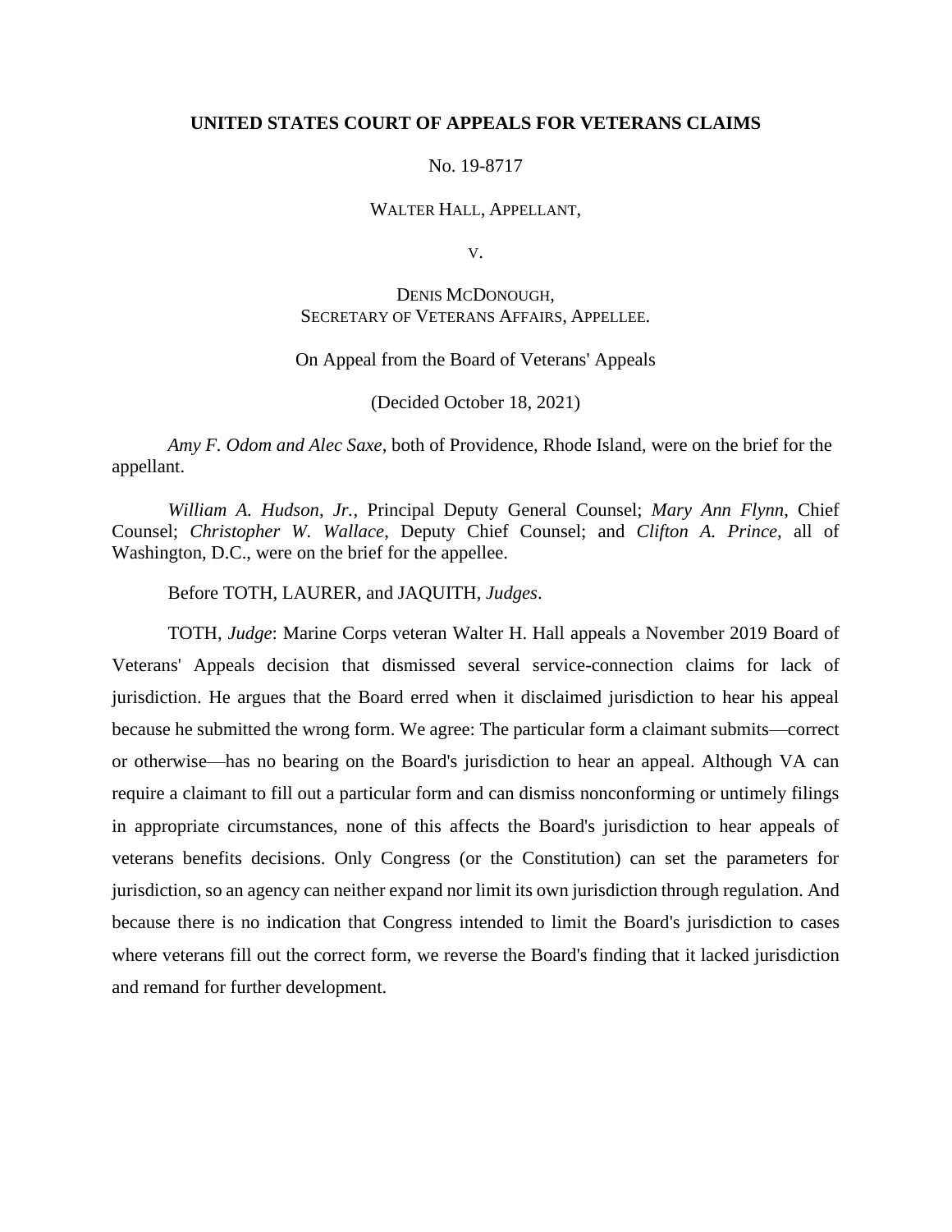**UNITED STATES COURT OF APPEALS FOR VETERANS CLAIMS**

No. 19-8717

WALTER HALL, APPELLANT,

V.

DENIS MCDONOUGH,
SECRETARY OF VETERANS AFFAIRS, APPELLEE.

On Appeal from the Board of Veterans' Appeals

(Decided October 18, 2021)

*Amy F. Odom and Alec Saxe*, both of Providence, Rhode Island, were on the brief for the appellant.

*William A. Hudson, Jr.*, Principal Deputy General Counsel; *Mary Ann Flynn*, Chief Counsel; *Christopher W. Wallace*, Deputy Chief Counsel; and *Clifton A. Prince*, all of Washington, D.C., were on the brief for the appellee.

Before TOTH, LAURER, and JAQUITH, *Judges*.

TOTH, *Judge*: Marine Corps veteran Walter H. Hall appeals a November 2019 Board of Veterans' Appeals decision that dismissed several service-connection claims for lack of jurisdiction. He argues that the Board erred when it disclaimed jurisdiction to hear his appeal because he submitted the wrong form. We agree: The particular form a claimant submits—correct or otherwise—has no bearing on the Board's jurisdiction to hear an appeal. Although VA can require a claimant to fill out a particular form and can dismiss nonconforming or untimely filings in appropriate circumstances, none of this affects the Board's jurisdiction to hear appeals of veterans benefits decisions. Only Congress (or the Constitution) can set the parameters for jurisdiction, so an agency can neither expand nor limit its own jurisdiction through regulation. And because there is no indication that Congress intended to limit the Board's jurisdiction to cases where veterans fill out the correct form, we reverse the Board's finding that it lacked jurisdiction and remand for further development.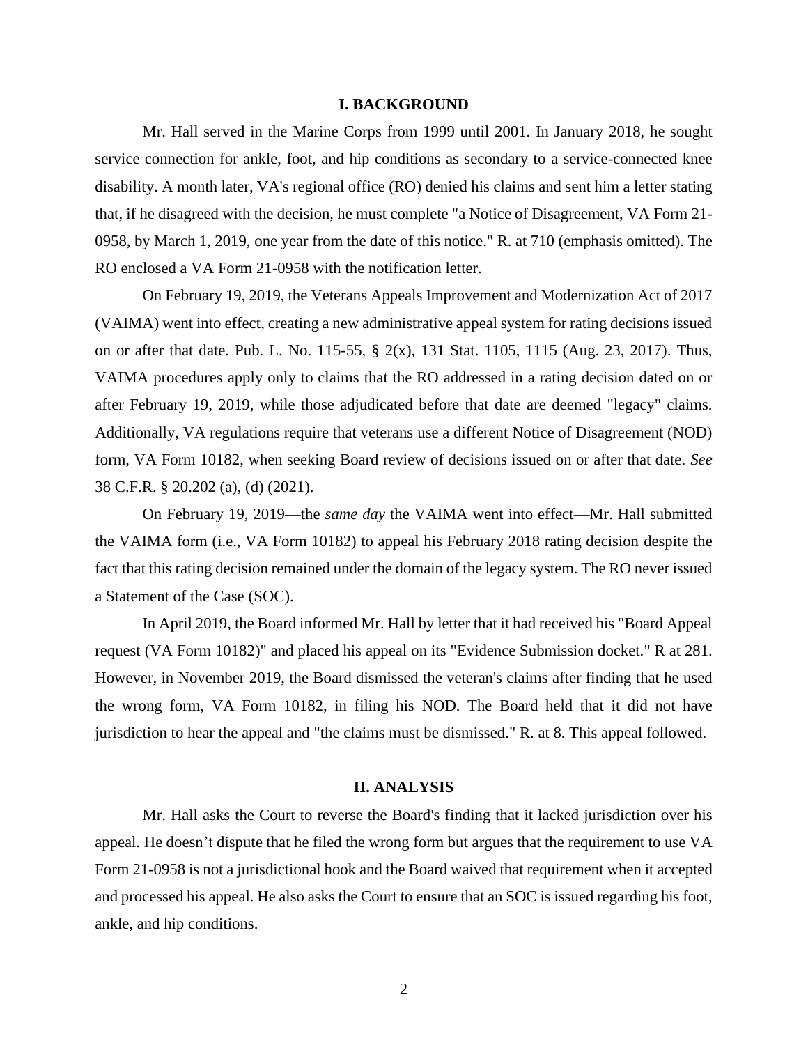## I. BACKGROUND

Mr. Hall served in the Marine Corps from 1999 until 2001. In January 2018, he sought service connection for ankle, foot, and hip conditions as secondary to a service-connected knee disability. A month later, VA's regional office (RO) denied his claims and sent him a letter stating that, if he disagreed with the decision, he must complete "a Notice of Disagreement, VA Form 21-0958, by March 1, 2019, one year from the date of this notice." R. at 710 (emphasis omitted). The RO enclosed a VA Form 21-0958 with the notification letter.

On February 19, 2019, the Veterans Appeals Improvement and Modernization Act of 2017 (VAIMA) went into effect, creating a new administrative appeal system for rating decisions issued on or after that date. Pub. L. No. 115-55, § 2(x), 131 Stat. 1105, 1115 (Aug. 23, 2017). Thus, VAIMA procedures apply only to claims that the RO addressed in a rating decision dated on or after February 19, 2019, while those adjudicated before that date are deemed "legacy" claims. Additionally, VA regulations require that veterans use a different Notice of Disagreement (NOD) form, VA Form 10182, when seeking Board review of decisions issued on or after that date. *See* 38 C.F.R. § 20.202 (a), (d) (2021).

On February 19, 2019—the *same day* the VAIMA went into effect—Mr. Hall submitted the VAIMA form (i.e., VA Form 10182) to appeal his February 2018 rating decision despite the fact that this rating decision remained under the domain of the legacy system. The RO never issued a Statement of the Case (SOC).

In April 2019, the Board informed Mr. Hall by letter that it had received his "Board Appeal request (VA Form 10182)" and placed his appeal on its "Evidence Submission docket." R at 281. However, in November 2019, the Board dismissed the veteran's claims after finding that he used the wrong form, VA Form 10182, in filing his NOD. The Board held that it did not have jurisdiction to hear the appeal and "the claims must be dismissed." R. at 8. This appeal followed.

## II. ANALYSIS

Mr. Hall asks the Court to reverse the Board's finding that it lacked jurisdiction over his appeal. He doesn't dispute that he filed the wrong form but argues that the requirement to use VA Form 21-0958 is not a jurisdictional hook and the Board waived that requirement when it accepted and processed his appeal. He also asks the Court to ensure that an SOC is issued regarding his foot, ankle, and hip conditions.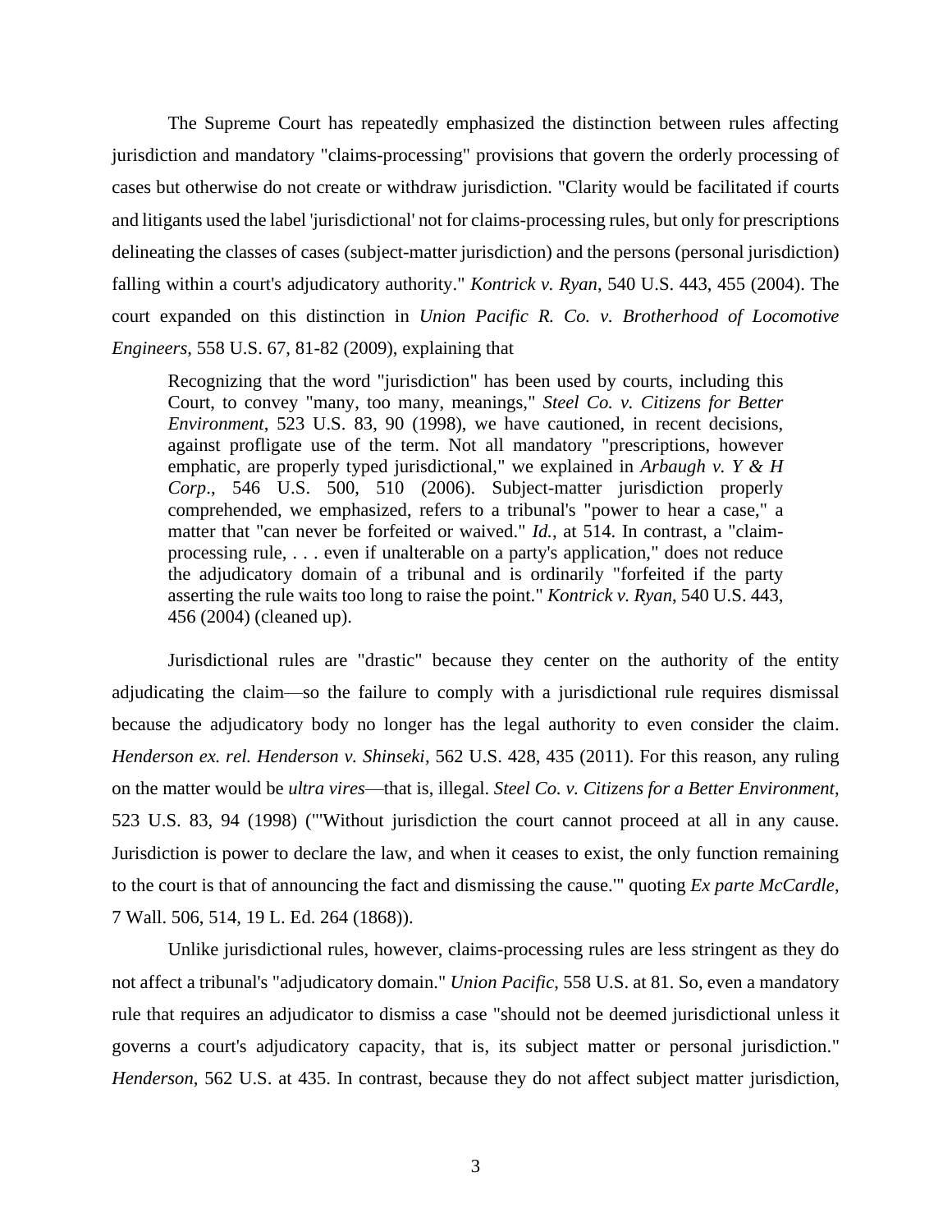The Supreme Court has repeatedly emphasized the distinction between rules affecting jurisdiction and mandatory "claims-processing" provisions that govern the orderly processing of cases but otherwise do not create or withdraw jurisdiction. "Clarity would be facilitated if courts and litigants used the label 'jurisdictional' not for claims-processing rules, but only for prescriptions delineating the classes of cases (subject-matter jurisdiction) and the persons (personal jurisdiction) falling within a court's adjudicatory authority." *Kontrick v. Ryan*, 540 U.S. 443, 455 (2004). The court expanded on this distinction in *Union Pacific R. Co. v. Brotherhood of Locomotive Engineers*, 558 U.S. 67, 81-82 (2009), explaining that

> Recognizing that the word "jurisdiction" has been used by courts, including this Court, to convey "many, too many, meanings," *Steel Co. v. Citizens for Better Environment*, 523 U.S. 83, 90 (1998), we have cautioned, in recent decisions, against profligate use of the term. Not all mandatory "prescriptions, however emphatic, are properly typed jurisdictional," we explained in *Arbaugh v. Y & H Corp*., 546 U.S. 500, 510 (2006). Subject-matter jurisdiction properly comprehended, we emphasized, refers to a tribunal's "power to hear a case," a matter that "can never be forfeited or waived." *Id.*, at 514. In contrast, a "claim-processing rule, . . . even if unalterable on a party's application," does not reduce the adjudicatory domain of a tribunal and is ordinarily "forfeited if the party asserting the rule waits too long to raise the point." *Kontrick v. Ryan*, 540 U.S. 443, 456 (2004) (cleaned up).

Jurisdictional rules are "drastic" because they center on the authority of the entity adjudicating the claim—so the failure to comply with a jurisdictional rule requires dismissal because the adjudicatory body no longer has the legal authority to even consider the claim. *Henderson ex. rel. Henderson v. Shinseki*, 562 U.S. 428, 435 (2011). For this reason, any ruling on the matter would be *ultra vires*—that is, illegal. *Steel Co. v. Citizens for a Better Environment*, 523 U.S. 83, 94 (1998) ("'Without jurisdiction the court cannot proceed at all in any cause. Jurisdiction is power to declare the law, and when it ceases to exist, the only function remaining to the court is that of announcing the fact and dismissing the cause.'" quoting *Ex parte McCardle*, 7 Wall. 506, 514, 19 L. Ed. 264 (1868)).

Unlike jurisdictional rules, however, claims-processing rules are less stringent as they do not affect a tribunal's "adjudicatory domain." *Union Pacific*, 558 U.S. at 81. So, even a mandatory rule that requires an adjudicator to dismiss a case "should not be deemed jurisdictional unless it governs a court's adjudicatory capacity, that is, its subject matter or personal jurisdiction." *Henderson*, 562 U.S. at 435. In contrast, because they do not affect subject matter jurisdiction,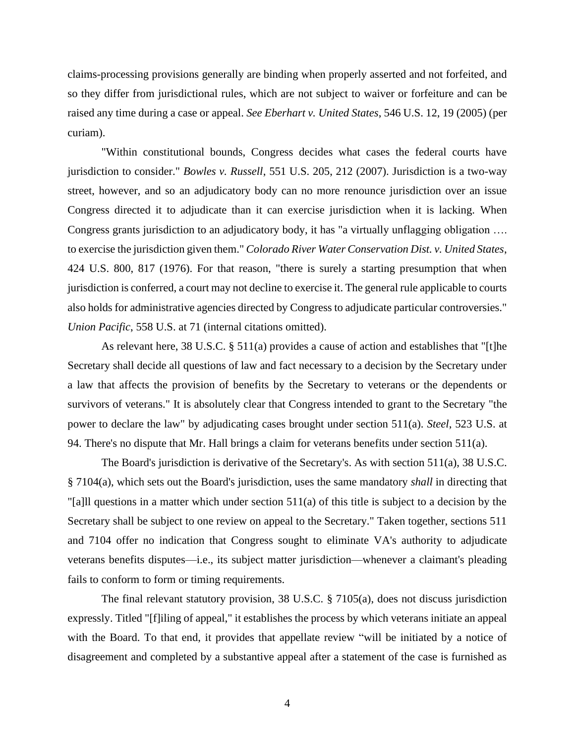claims-processing provisions generally are binding when properly asserted and not forfeited, and so they differ from jurisdictional rules, which are not subject to waiver or forfeiture and can be raised any time during a case or appeal. *See Eberhart v. United States*, 546 U.S. 12, 19 (2005) (per curiam).

"Within constitutional bounds, Congress decides what cases the federal courts have jurisdiction to consider." *Bowles v. Russell*, 551 U.S. 205, 212 (2007). Jurisdiction is a two-way street, however, and so an adjudicatory body can no more renounce jurisdiction over an issue Congress directed it to adjudicate than it can exercise jurisdiction when it is lacking. When Congress grants jurisdiction to an adjudicatory body, it has "a virtually unflagging obligation …. to exercise the jurisdiction given them." *Colorado River Water Conservation Dist. v. United States*, 424 U.S. 800, 817 (1976). For that reason, "there is surely a starting presumption that when jurisdiction is conferred, a court may not decline to exercise it. The general rule applicable to courts also holds for administrative agencies directed by Congress to adjudicate particular controversies." *Union Pacific*, 558 U.S. at 71 (internal citations omitted).

As relevant here, 38 U.S.C. § 511(a) provides a cause of action and establishes that "[t]he Secretary shall decide all questions of law and fact necessary to a decision by the Secretary under a law that affects the provision of benefits by the Secretary to veterans or the dependents or survivors of veterans." It is absolutely clear that Congress intended to grant to the Secretary "the power to declare the law" by adjudicating cases brought under section 511(a). *Steel*, 523 U.S. at 94. There's no dispute that Mr. Hall brings a claim for veterans benefits under section 511(a).

The Board's jurisdiction is derivative of the Secretary's. As with section 511(a), 38 U.S.C. § 7104(a), which sets out the Board's jurisdiction, uses the same mandatory *shall* in directing that "[a]ll questions in a matter which under section 511(a) of this title is subject to a decision by the Secretary shall be subject to one review on appeal to the Secretary." Taken together, sections 511 and 7104 offer no indication that Congress sought to eliminate VA's authority to adjudicate veterans benefits disputes—i.e., its subject matter jurisdiction—whenever a claimant's pleading fails to conform to form or timing requirements.

The final relevant statutory provision, 38 U.S.C. § 7105(a), does not discuss jurisdiction expressly. Titled "[f]iling of appeal," it establishes the process by which veterans initiate an appeal with the Board. To that end, it provides that appellate review "will be initiated by a notice of disagreement and completed by a substantive appeal after a statement of the case is furnished as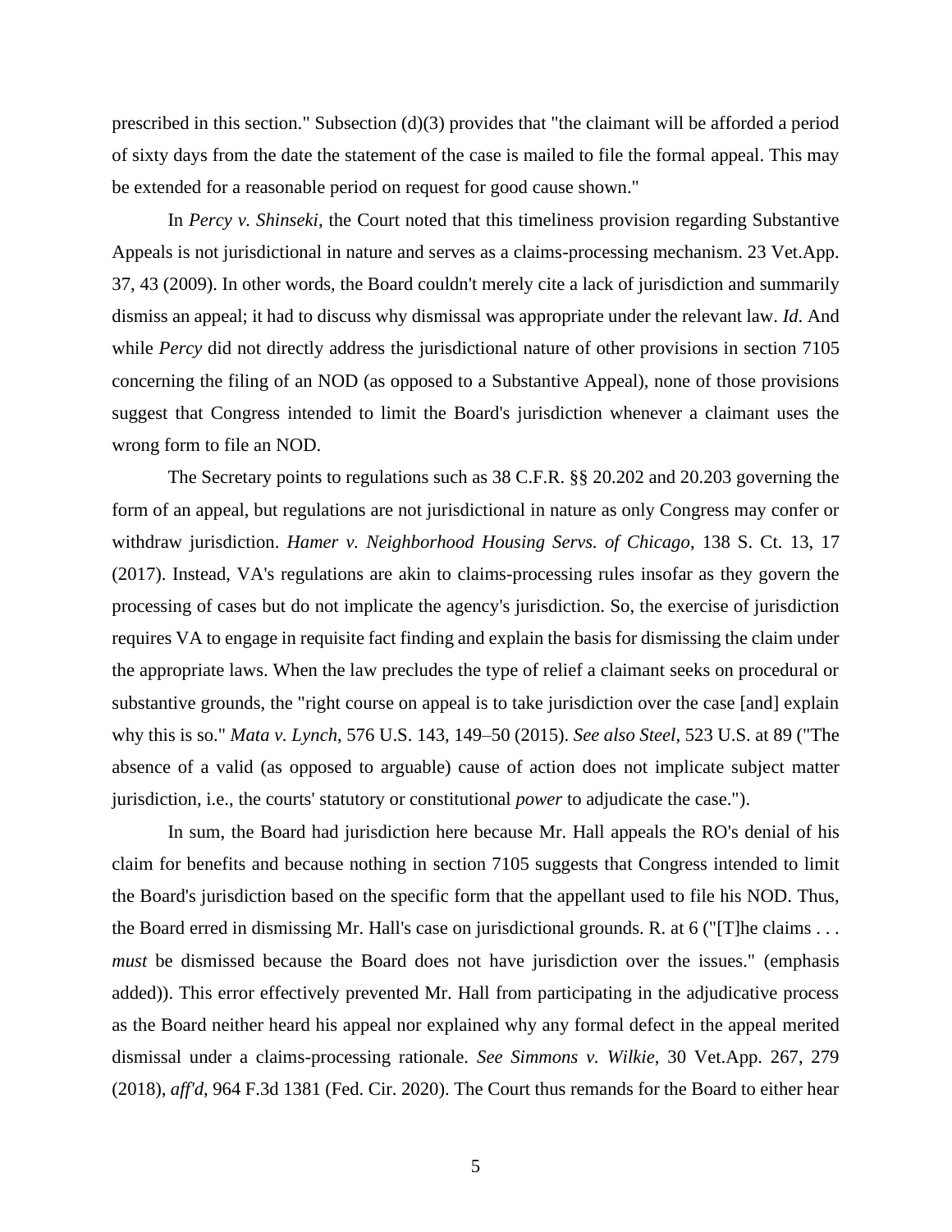prescribed in this section." Subsection (d)(3) provides that "the claimant will be afforded a period of sixty days from the date the statement of the case is mailed to file the formal appeal. This may be extended for a reasonable period on request for good cause shown."

In *Percy v. Shinseki*, the Court noted that this timeliness provision regarding Substantive Appeals is not jurisdictional in nature and serves as a claims-processing mechanism. 23 Vet.App. 37, 43 (2009). In other words, the Board couldn't merely cite a lack of jurisdiction and summarily dismiss an appeal; it had to discuss why dismissal was appropriate under the relevant law. *Id*. And while *Percy* did not directly address the jurisdictional nature of other provisions in section 7105 concerning the filing of an NOD (as opposed to a Substantive Appeal), none of those provisions suggest that Congress intended to limit the Board's jurisdiction whenever a claimant uses the wrong form to file an NOD.

The Secretary points to regulations such as 38 C.F.R. §§ 20.202 and 20.203 governing the form of an appeal, but regulations are not jurisdictional in nature as only Congress may confer or withdraw jurisdiction. *Hamer v. Neighborhood Housing Servs. of Chicago*, 138 S. Ct. 13, 17 (2017). Instead, VA's regulations are akin to claims-processing rules insofar as they govern the processing of cases but do not implicate the agency's jurisdiction. So, the exercise of jurisdiction requires VA to engage in requisite fact finding and explain the basis for dismissing the claim under the appropriate laws. When the law precludes the type of relief a claimant seeks on procedural or substantive grounds, the "right course on appeal is to take jurisdiction over the case [and] explain why this is so." *Mata v. Lynch*, 576 U.S. 143, 149–50 (2015). *See also Steel*, 523 U.S. at 89 ("The absence of a valid (as opposed to arguable) cause of action does not implicate subject matter jurisdiction, i.e., the courts' statutory or constitutional *power* to adjudicate the case.").

In sum, the Board had jurisdiction here because Mr. Hall appeals the RO's denial of his claim for benefits and because nothing in section 7105 suggests that Congress intended to limit the Board's jurisdiction based on the specific form that the appellant used to file his NOD. Thus, the Board erred in dismissing Mr. Hall's case on jurisdictional grounds. R. at 6 ("[T]he claims . . . *must* be dismissed because the Board does not have jurisdiction over the issues." (emphasis added)). This error effectively prevented Mr. Hall from participating in the adjudicative process as the Board neither heard his appeal nor explained why any formal defect in the appeal merited dismissal under a claims-processing rationale. *See Simmons v. Wilkie*, 30 Vet.App. 267, 279 (2018), *aff'd*, 964 F.3d 1381 (Fed. Cir. 2020). The Court thus remands for the Board to either hear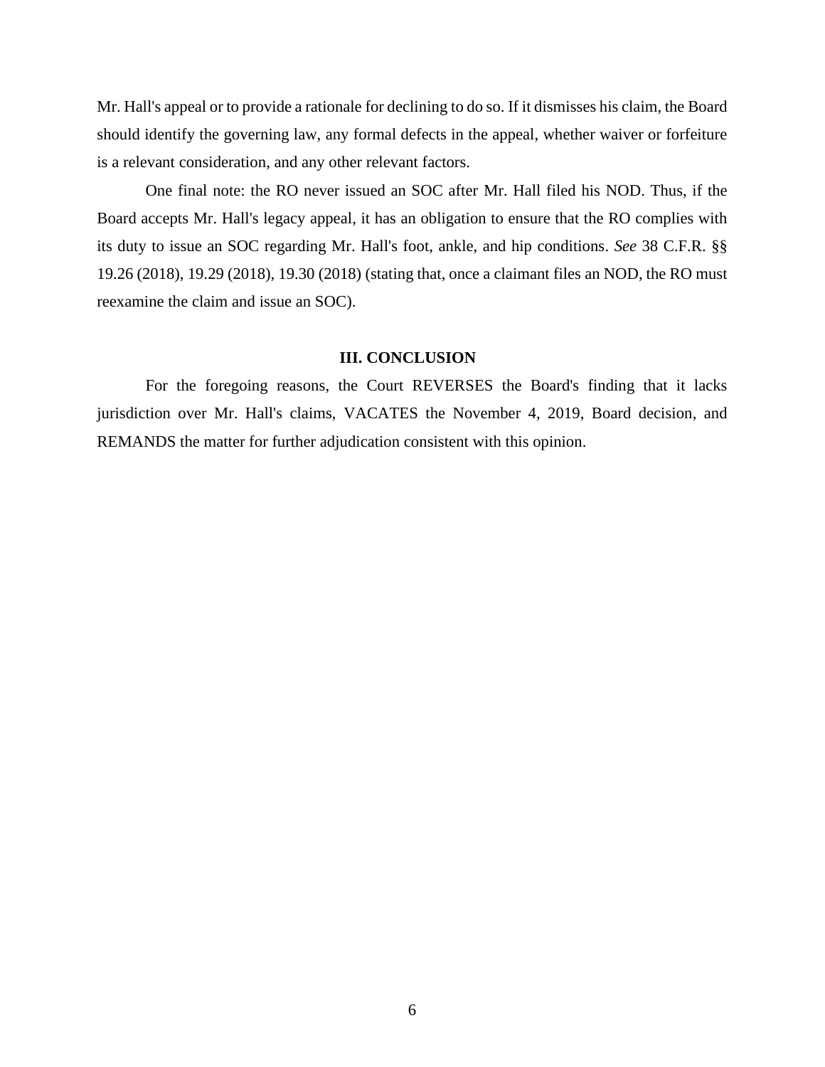Mr. Hall's appeal or to provide a rationale for declining to do so. If it dismisses his claim, the Board should identify the governing law, any formal defects in the appeal, whether waiver or forfeiture is a relevant consideration, and any other relevant factors.

One final note: the RO never issued an SOC after Mr. Hall filed his NOD. Thus, if the Board accepts Mr. Hall's legacy appeal, it has an obligation to ensure that the RO complies with its duty to issue an SOC regarding Mr. Hall's foot, ankle, and hip conditions. *See* 38 C.F.R. §§ 19.26 (2018), 19.29 (2018), 19.30 (2018) (stating that, once a claimant files an NOD, the RO must reexamine the claim and issue an SOC).

## III. CONCLUSION

For the foregoing reasons, the Court REVERSES the Board's finding that it lacks jurisdiction over Mr. Hall's claims, VACATES the November 4, 2019, Board decision, and REMANDS the matter for further adjudication consistent with this opinion.